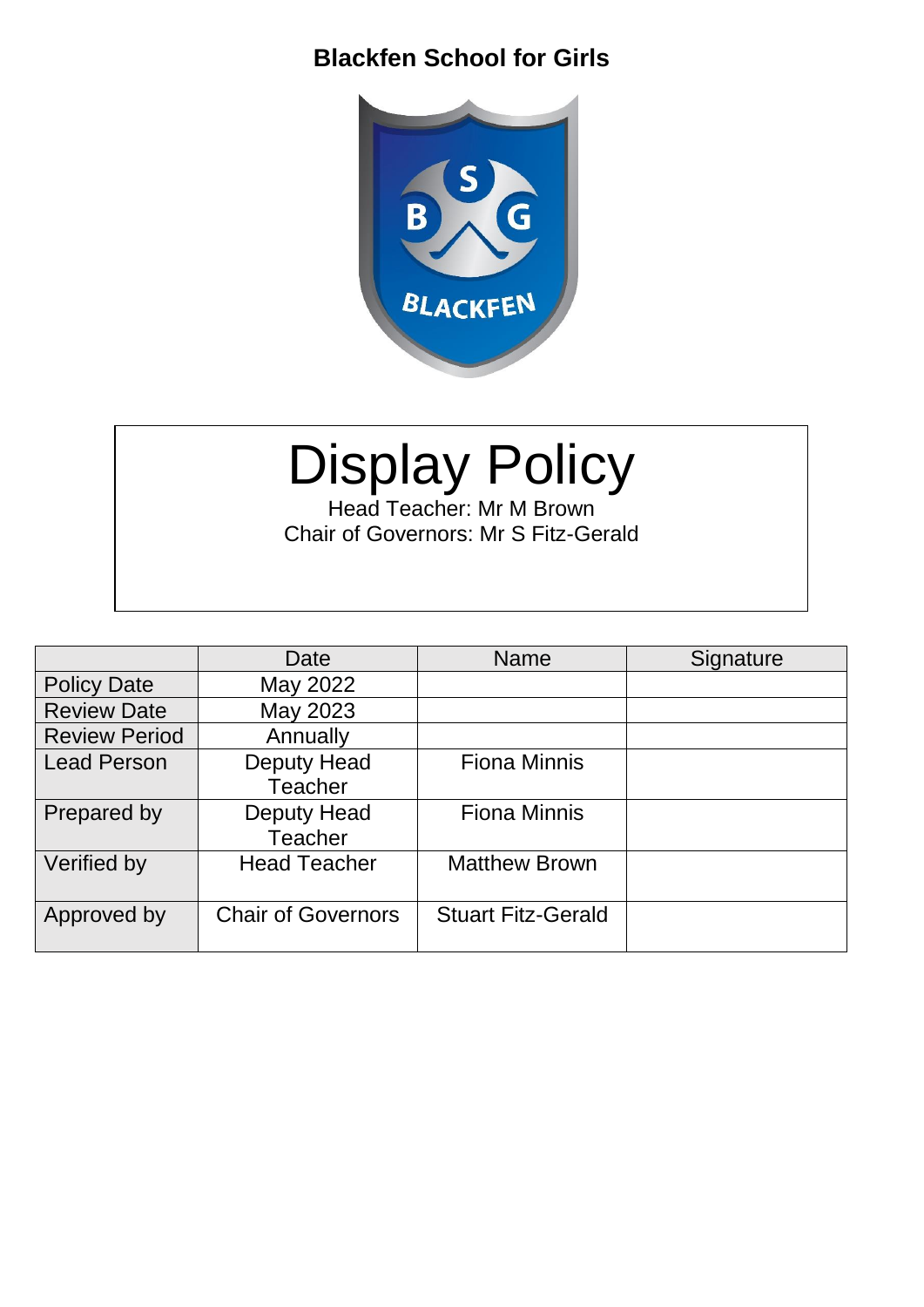**Blackfen School for Girls**

# Display Policy

Head Teacher: Mr M Brown

Chair of Governors: Mr S Fitz-Gerald

| | Date | Name | Signature |
|---|---|---|---|
| Policy Date | May 2022 | | |
| Review Date | May 2023 | | |
| Review Period | Annually | | |
| Lead Person | Deputy Head Teacher | Fiona Minnis | |
| Prepared by | Deputy Head Teacher | Fiona Minnis | |
| Verified by | Head Teacher | Matthew Brown | |
| Approved by | Chair of Governors | Stuart Fitz-Gerald | |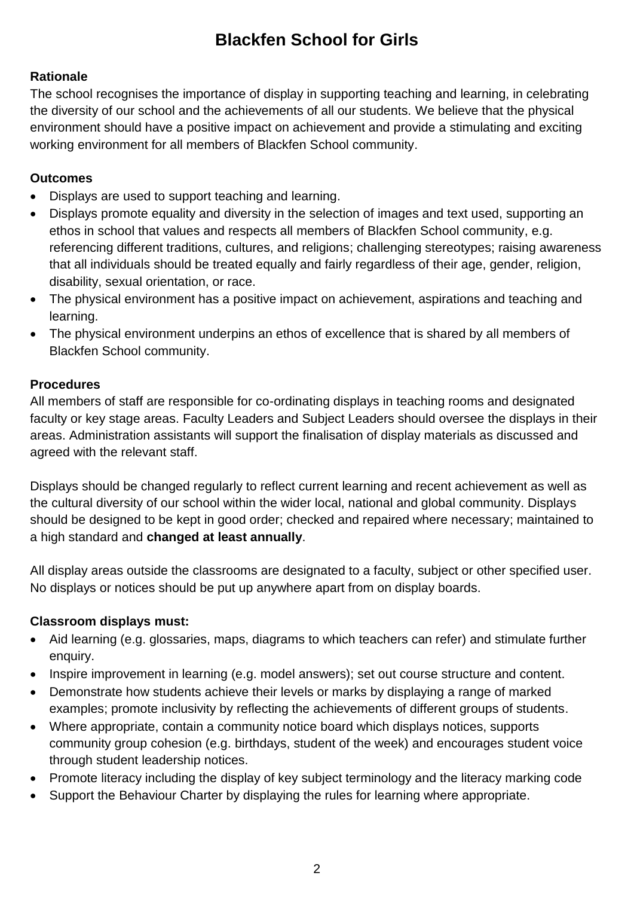# Blackfen School for Girls

**Rationale**

The school recognises the importance of display in supporting teaching and learning, in celebrating the diversity of our school and the achievements of all our students. We believe that the physical environment should have a positive impact on achievement and provide a stimulating and exciting working environment for all members of Blackfen School community.

**Outcomes**

- Displays are used to support teaching and learning.
- Displays promote equality and diversity in the selection of images and text used, supporting an ethos in school that values and respects all members of Blackfen School community, e.g. referencing different traditions, cultures, and religions; challenging stereotypes; raising awareness that all individuals should be treated equally and fairly regardless of their age, gender, religion, disability, sexual orientation, or race.
- The physical environment has a positive impact on achievement, aspirations and teaching and learning.
- The physical environment underpins an ethos of excellence that is shared by all members of Blackfen School community.

**Procedures**

All members of staff are responsible for co-ordinating displays in teaching rooms and designated faculty or key stage areas. Faculty Leaders and Subject Leaders should oversee the displays in their areas. Administration assistants will support the finalisation of display materials as discussed and agreed with the relevant staff.

Displays should be changed regularly to reflect current learning and recent achievement as well as the cultural diversity of our school within the wider local, national and global community. Displays should be designed to be kept in good order; checked and repaired where necessary; maintained to a high standard and **changed at least annually**.

All display areas outside the classrooms are designated to a faculty, subject or other specified user. No displays or notices should be put up anywhere apart from on display boards.

**Classroom displays must:**

- Aid learning (e.g. glossaries, maps, diagrams to which teachers can refer) and stimulate further enquiry.
- Inspire improvement in learning (e.g. model answers); set out course structure and content.
- Demonstrate how students achieve their levels or marks by displaying a range of marked examples; promote inclusivity by reflecting the achievements of different groups of students.
- Where appropriate, contain a community notice board which displays notices, supports community group cohesion (e.g. birthdays, student of the week) and encourages student voice through student leadership notices.
- Promote literacy including the display of key subject terminology and the literacy marking code
- Support the Behaviour Charter by displaying the rules for learning where appropriate.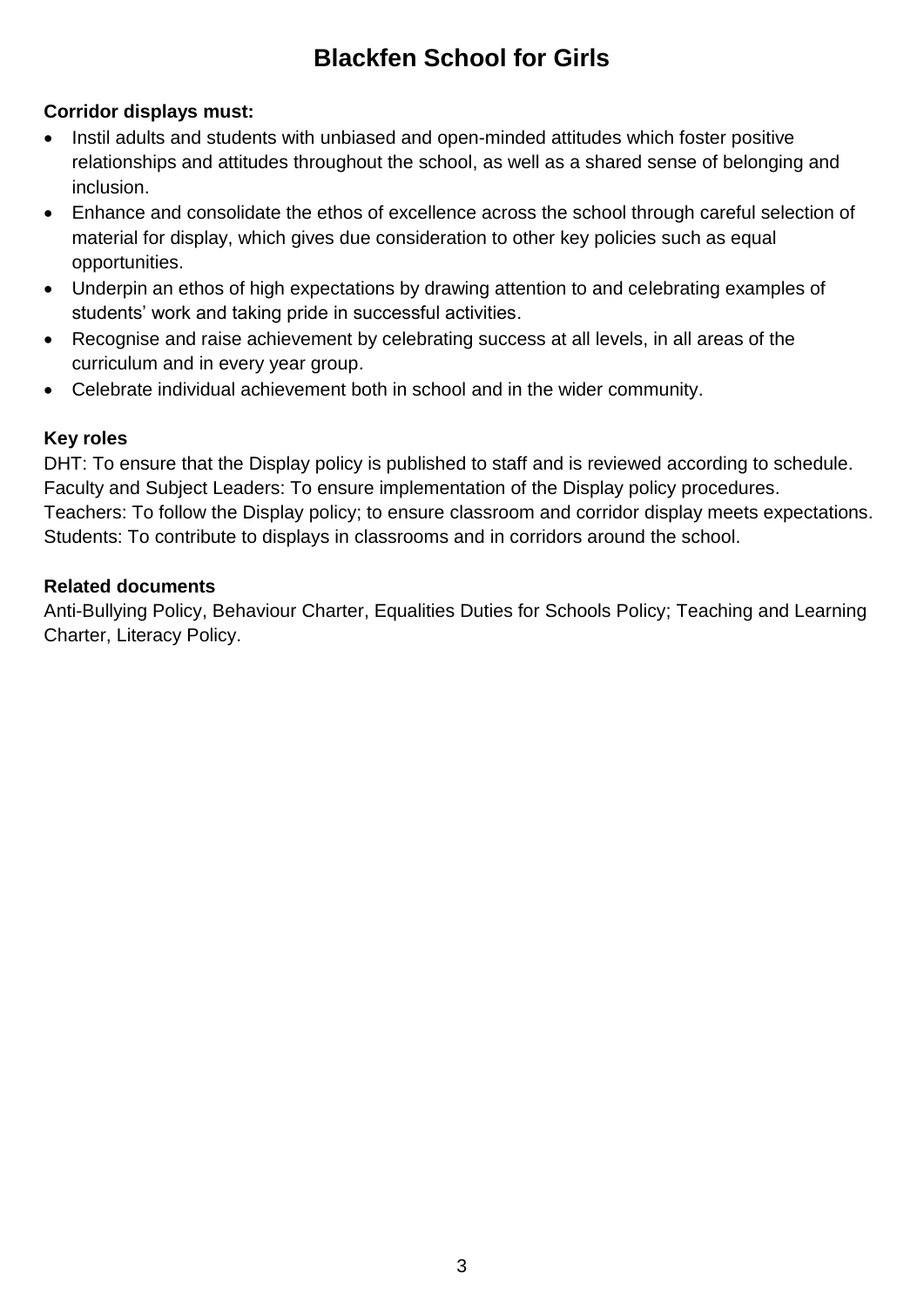# Blackfen School for Girls

**Corridor displays must:**

- Instil adults and students with unbiased and open-minded attitudes which foster positive relationships and attitudes throughout the school, as well as a shared sense of belonging and inclusion.
- Enhance and consolidate the ethos of excellence across the school through careful selection of material for display, which gives due consideration to other key policies such as equal opportunities.
- Underpin an ethos of high expectations by drawing attention to and celebrating examples of students' work and taking pride in successful activities.
- Recognise and raise achievement by celebrating success at all levels, in all areas of the curriculum and in every year group.
- Celebrate individual achievement both in school and in the wider community.

**Key roles**

DHT: To ensure that the Display policy is published to staff and is reviewed according to schedule.
Faculty and Subject Leaders: To ensure implementation of the Display policy procedures.
Teachers: To follow the Display policy; to ensure classroom and corridor display meets expectations.
Students: To contribute to displays in classrooms and in corridors around the school.

**Related documents**

Anti-Bullying Policy, Behaviour Charter, Equalities Duties for Schools Policy; Teaching and Learning Charter, Literacy Policy.